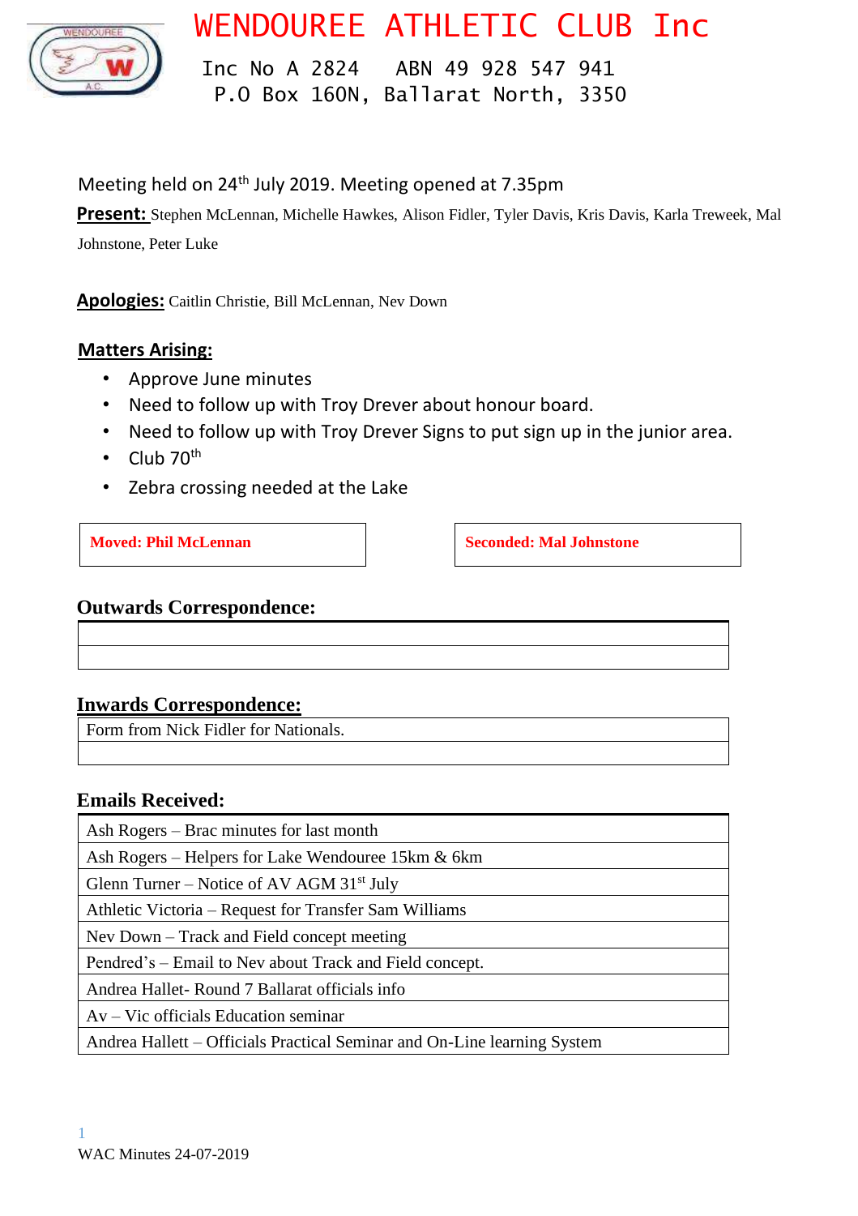# WENDOUREE ATHLETIC CLUB Inc

Inc No A 2824 ABN 49 928 547 941
P.O Box 160N, Ballarat North, 3350

Meeting held on 24th July 2019. Meeting opened at 7.35pm

**Present:** Stephen McLennan, Michelle Hawkes, Alison Fidler, Tyler Davis, Kris Davis, Karla Treweek, Mal Johnstone, Peter Luke

**Apologies:** Caitlin Christie, Bill McLennan, Nev Down

**Matters Arising:**

- Approve June minutes
- Need to follow up with Troy Drever about honour board.
- Need to follow up with Troy Drever Signs to put sign up in the junior area.
- Club 70th
- Zebra crossing needed at the Lake

| **Moved: Phil McLennan** | **Seconded: Mal Johnstone** |
|---|---|

**Outwards Correspondence:**

| |
|---|
| |

**Inwards Correspondence:**

| Form from Nick Fidler for Nationals. |
|---|
| |

**Emails Received:**

| Ash Rogers – Brac minutes for last month |
|---|
| Ash Rogers – Helpers for Lake Wendouree 15km & 6km |
| Glenn Turner – Notice of AV AGM 31st July |
| Athletic Victoria – Request for Transfer Sam Williams |
| Nev Down – Track and Field concept meeting |
| Pendred's – Email to Nev about Track and Field concept. |
| Andrea Hallet- Round 7 Ballarat officials info |
| Av – Vic officials Education seminar |
| Andrea Hallett – Officials Practical Seminar and On-Line learning System |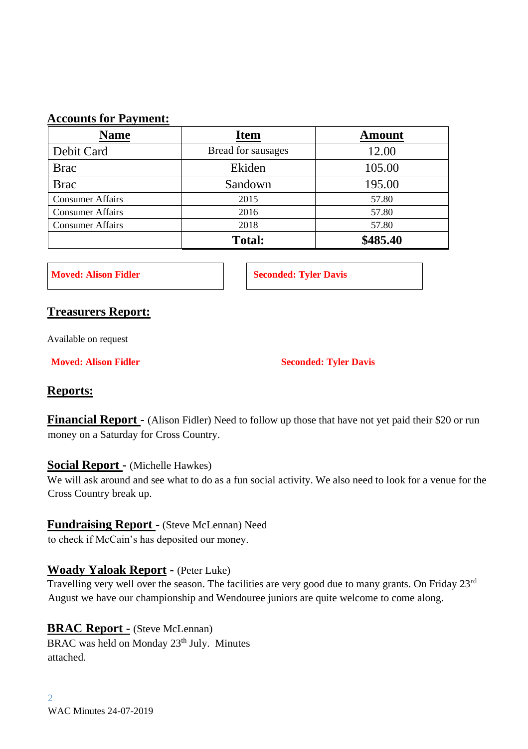## Accounts for Payment:

| Name | Item | Amount |
|---|---|---|
| Debit Card | Bread for sausages | 12.00 |
| Brac | Ekiden | 105.00 |
| Brac | Sandown | 195.00 |
| Consumer Affairs | 2015 | 57.80 |
| Consumer Affairs | 2016 | 57.80 |
| Consumer Affairs | 2018 | 57.80 |
| | **Total:** | **$485.40** |

**Moved: Alison Fidler**

**Seconded: Tyler Davis**

## Treasurers Report:

Available on request

**Moved: Alison Fidler** **Seconded: Tyler Davis**

## Reports:

**Financial Report -** (Alison Fidler) Need to follow up those that have not yet paid their $20 or run money on a Saturday for Cross Country.

**Social Report -** (Michelle Hawkes)
We will ask around and see what to do as a fun social activity. We also need to look for a venue for the Cross Country break up.

**Fundraising Report -** (Steve McLennan) Need to check if McCain's has deposited our money.

**Woady Yaloak Report -** (Peter Luke)
Travelling very well over the season. The facilities are very good due to many grants. On Friday 23rd August we have our championship and Wendouree juniors are quite welcome to come along.

**BRAC Report -** (Steve McLennan)
BRAC was held on Monday 23th July. Minutes attached.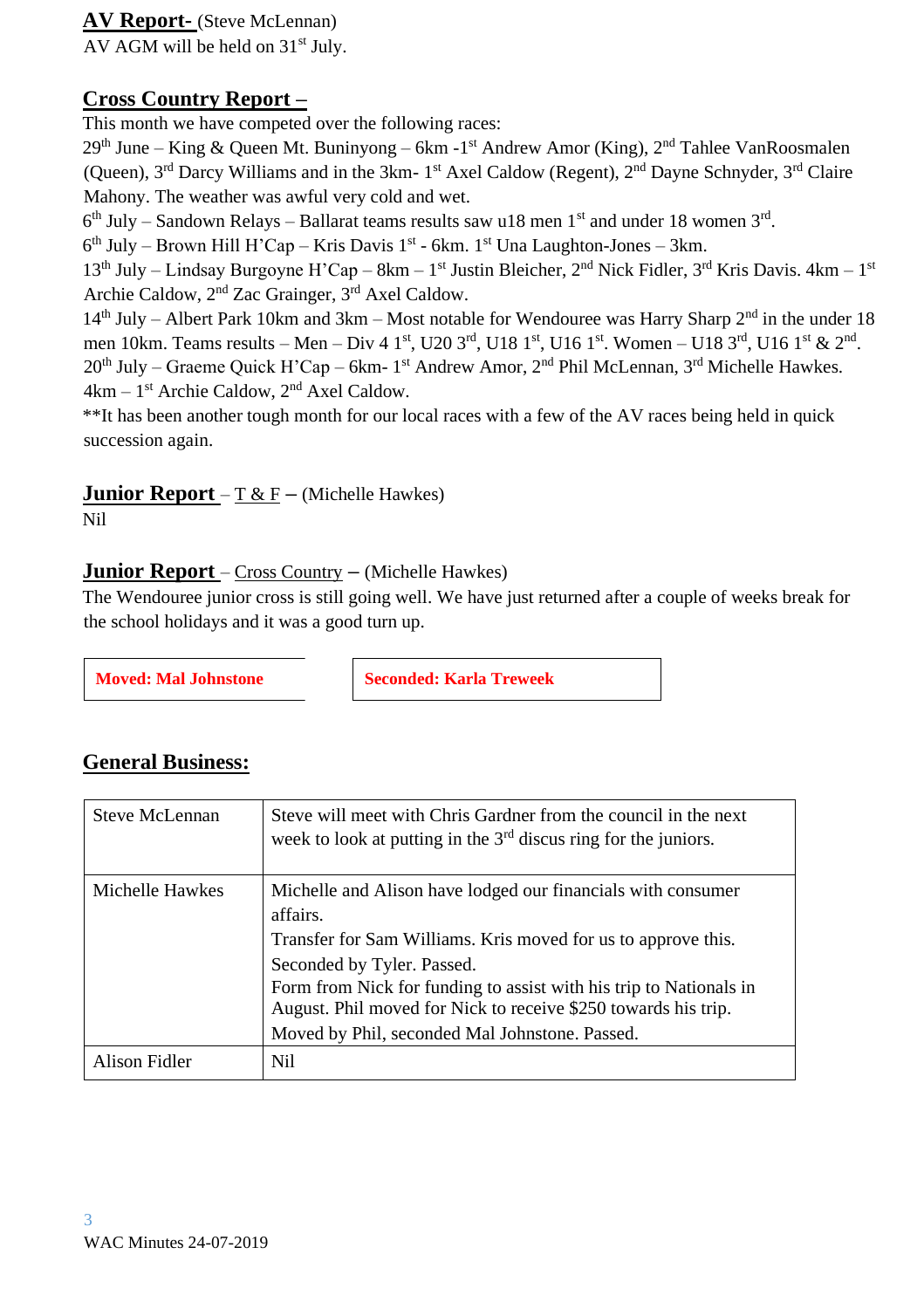**AV Report-** (Steve McLennan)
AV AGM will be held on 31st July.

**Cross Country Report –**
This month we have competed over the following races:
29th June – King & Queen Mt. Buninyong – 6km -1st Andrew Amor (King), 2nd Tahlee VanRoosmalen (Queen), 3rd Darcy Williams and in the 3km- 1st Axel Caldow (Regent), 2nd Dayne Schnyder, 3rd Claire Mahony. The weather was awful very cold and wet.
6th July – Sandown Relays – Ballarat teams results saw u18 men 1st and under 18 women 3rd.
6th July – Brown Hill H'Cap – Kris Davis 1st - 6km. 1st Una Laughton-Jones – 3km.
13th July – Lindsay Burgoyne H'Cap – 8km – 1st Justin Bleicher, 2nd Nick Fidler, 3rd Kris Davis. 4km – 1st Archie Caldow, 2nd Zac Grainger, 3rd Axel Caldow.
14th July – Albert Park 10km and 3km – Most notable for Wendouree was Harry Sharp 2nd in the under 18 men 10km. Teams results – Men – Div 4 1st, U20 3rd, U18 1st, U16 1st. Women – U18 3rd, U16 1st & 2nd.
20th July – Graeme Quick H'Cap – 6km- 1st Andrew Amor, 2nd Phil McLennan, 3rd Michelle Hawkes. 4km – 1st Archie Caldow, 2nd Axel Caldow.
**It has been another tough month for our local races with a few of the AV races being held in quick succession again.

**Junior Report** – T & F – (Michelle Hawkes)
Nil

**Junior Report** – Cross Country – (Michelle Hawkes)
The Wendouree junior cross is still going well. We have just returned after a couple of weeks break for the school holidays and it was a good turn up.

**Moved: Mal Johnstone** | **Seconded: Karla Treweek**

## General Business:

| | |
|---|---|
| Steve McLennan | Steve will meet with Chris Gardner from the council in the next week to look at putting in the 3rd discus ring for the juniors. |
| Michelle Hawkes | Michelle and Alison have lodged our financials with consumer affairs.<br>Transfer for Sam Williams. Kris moved for us to approve this. Seconded by Tyler. Passed.<br>Form from Nick for funding to assist with his trip to Nationals in August. Phil moved for Nick to receive $250 towards his trip. Moved by Phil, seconded Mal Johnstone. Passed. |
| Alison Fidler | Nil |

WAC Minutes 24-07-2019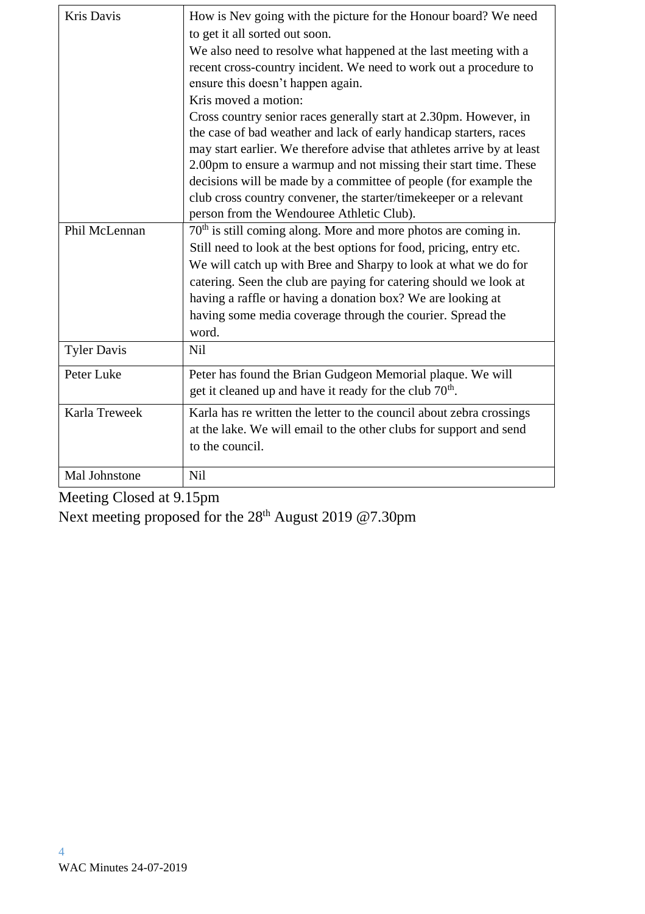| | |
|---|---|
| Kris Davis | How is Nev going with the picture for the Honour board? We need to get it all sorted out soon.<br>We also need to resolve what happened at the last meeting with a recent cross-country incident. We need to work out a procedure to ensure this doesn't happen again.<br>Kris moved a motion:<br>Cross country senior races generally start at 2.30pm. However, in the case of bad weather and lack of early handicap starters, races may start earlier. We therefore advise that athletes arrive by at least 2.00pm to ensure a warmup and not missing their start time. These decisions will be made by a committee of people (for example the club cross country convener, the starter/timekeeper or a relevant person from the Wendouree Athletic Club). |
| Phil McLennan | 70th is still coming along. More and more photos are coming in. Still need to look at the best options for food, pricing, entry etc. We will catch up with Bree and Sharpy to look at what we do for catering. Seen the club are paying for catering should we look at having a raffle or having a donation box? We are looking at having some media coverage through the courier. Spread the word. |
| Tyler Davis | Nil |
| Peter Luke | Peter has found the Brian Gudgeon Memorial plaque. We will get it cleaned up and have it ready for the club 70th. |
| Karla Treweek | Karla has re written the letter to the council about zebra crossings at the lake. We will email to the other clubs for support and send to the council. |
| Mal Johnstone | Nil |

Meeting Closed at 9.15pm

Next meeting proposed for the 28th August 2019 @7.30pm